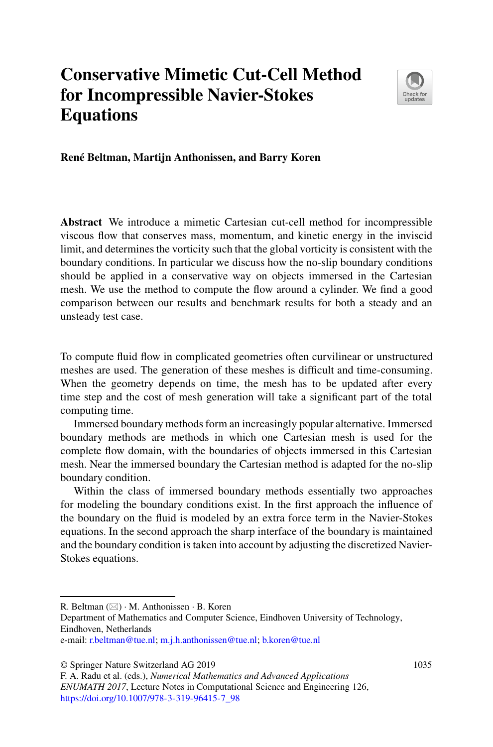# Conservative Mimetic Cut-Cell Method for Incompressible Navier-Stokes Equations

**René Beltman, Martijn Anthonissen, and Barry Koren**

**Abstract** We introduce a mimetic Cartesian cut-cell method for incompressible viscous flow that conserves mass, momentum, and kinetic energy in the inviscid limit, and determines the vorticity such that the global vorticity is consistent with the boundary conditions. In particular we discuss how the no-slip boundary conditions should be applied in a conservative way on objects immersed in the Cartesian mesh. We use the method to compute the flow around a cylinder. We find a good comparison between our results and benchmark results for both a steady and an unsteady test case.

To compute fluid flow in complicated geometries often curvilinear or unstructured meshes are used. The generation of these meshes is difficult and time-consuming. When the geometry depends on time, the mesh has to be updated after every time step and the cost of mesh generation will take a significant part of the total computing time.

Immersed boundary methods form an increasingly popular alternative. Immersed boundary methods are methods in which one Cartesian mesh is used for the complete flow domain, with the boundaries of objects immersed in this Cartesian mesh. Near the immersed boundary the Cartesian method is adapted for the no-slip boundary condition.

Within the class of immersed boundary methods essentially two approaches for modeling the boundary conditions exist. In the first approach the influence of the boundary on the fluid is modeled by an extra force term in the Navier-Stokes equations. In the second approach the sharp interface of the boundary is maintained and the boundary condition is taken into account by adjusting the discretized Navier-Stokes equations.

---

R. Beltman (✉) · M. Anthonissen · B. Koren
Department of Mathematics and Computer Science, Eindhoven University of Technology, Eindhoven, Netherlands
e-mail: r.beltman@tue.nl; m.j.h.anthonissen@tue.nl; b.koren@tue.nl

© Springer Nature Switzerland AG 2019
F. A. Radu et al. (eds.), *Numerical Mathematics and Advanced Applications ENUMATH 2017*, Lecture Notes in Computational Science and Engineering 126,
https://doi.org/10.1007/978-3-319-96415-7_98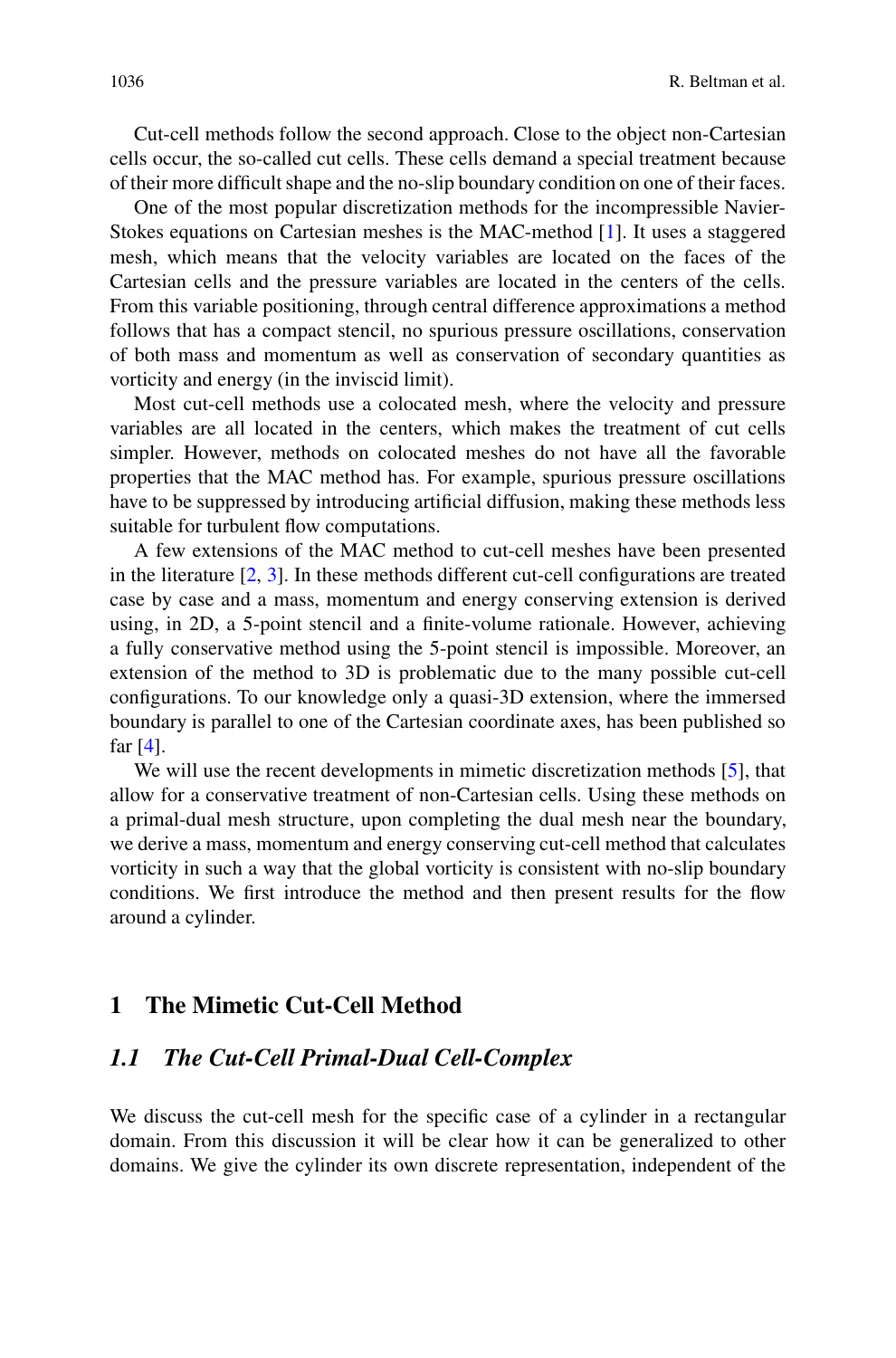Cut-cell methods follow the second approach. Close to the object non-Cartesian cells occur, the so-called cut cells. These cells demand a special treatment because of their more difficult shape and the no-slip boundary condition on one of their faces.

One of the most popular discretization methods for the incompressible Navier-Stokes equations on Cartesian meshes is the MAC-method [1]. It uses a staggered mesh, which means that the velocity variables are located on the faces of the Cartesian cells and the pressure variables are located in the centers of the cells. From this variable positioning, through central difference approximations a method follows that has a compact stencil, no spurious pressure oscillations, conservation of both mass and momentum as well as conservation of secondary quantities as vorticity and energy (in the inviscid limit).

Most cut-cell methods use a colocated mesh, where the velocity and pressure variables are all located in the centers, which makes the treatment of cut cells simpler. However, methods on colocated meshes do not have all the favorable properties that the MAC method has. For example, spurious pressure oscillations have to be suppressed by introducing artificial diffusion, making these methods less suitable for turbulent flow computations.

A few extensions of the MAC method to cut-cell meshes have been presented in the literature [2, 3]. In these methods different cut-cell configurations are treated case by case and a mass, momentum and energy conserving extension is derived using, in 2D, a 5-point stencil and a finite-volume rationale. However, achieving a fully conservative method using the 5-point stencil is impossible. Moreover, an extension of the method to 3D is problematic due to the many possible cut-cell configurations. To our knowledge only a quasi-3D extension, where the immersed boundary is parallel to one of the Cartesian coordinate axes, has been published so far [4].

We will use the recent developments in mimetic discretization methods [5], that allow for a conservative treatment of non-Cartesian cells. Using these methods on a primal-dual mesh structure, upon completing the dual mesh near the boundary, we derive a mass, momentum and energy conserving cut-cell method that calculates vorticity in such a way that the global vorticity is consistent with no-slip boundary conditions. We first introduce the method and then present results for the flow around a cylinder.

# 1 The Mimetic Cut-Cell Method

## *1.1 The Cut-Cell Primal-Dual Cell-Complex*

We discuss the cut-cell mesh for the specific case of a cylinder in a rectangular domain. From this discussion it will be clear how it can be generalized to other domains. We give the cylinder its own discrete representation, independent of the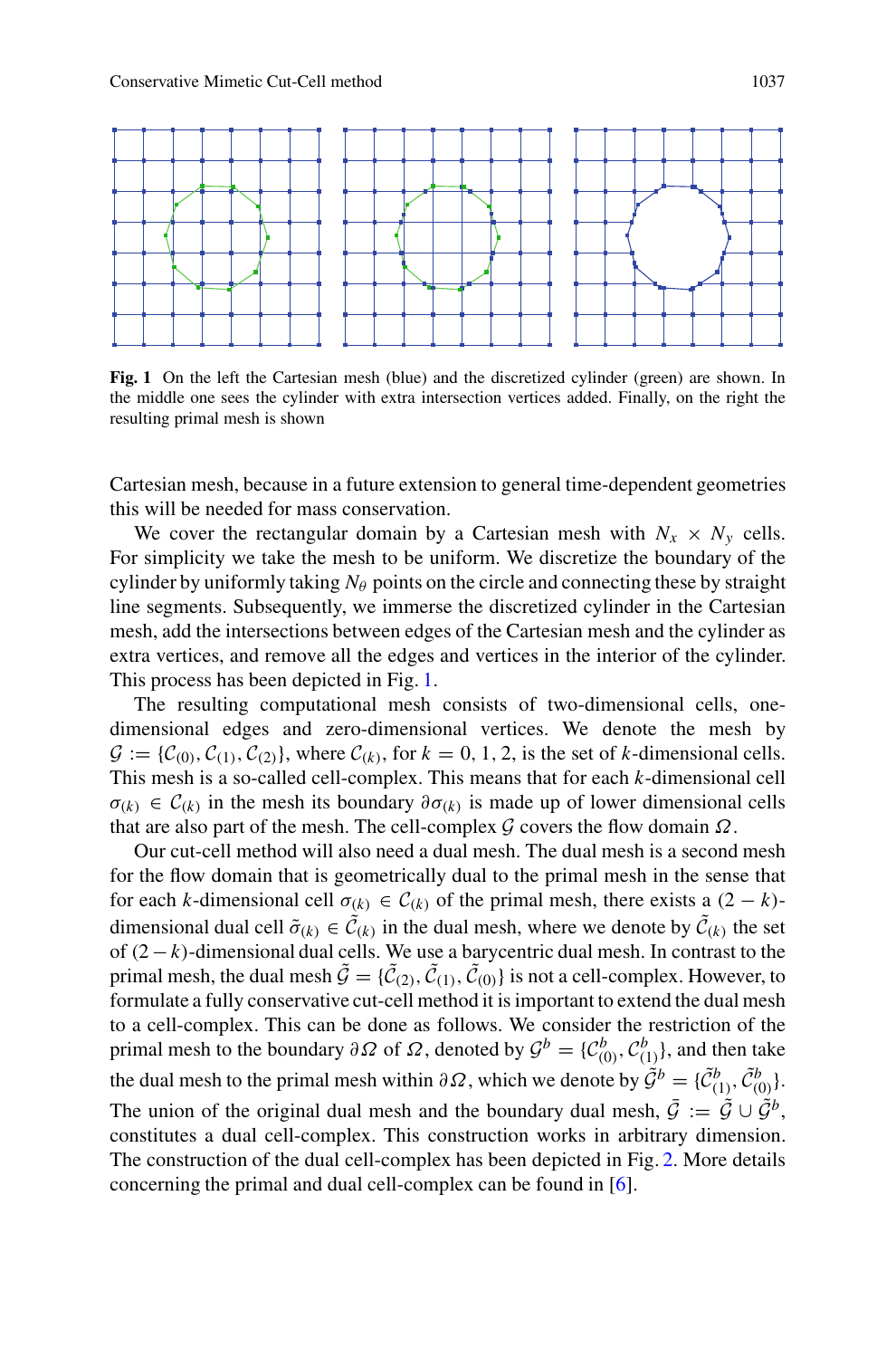Fig. 1 On the left the Cartesian mesh (blue) and the discretized cylinder (green) are shown. In the middle one sees the cylinder with extra intersection vertices added. Finally, on the right the resulting primal mesh is shown

Cartesian mesh, because in a future extension to general time-dependent geometries this will be needed for mass conservation.

We cover the rectangular domain by a Cartesian mesh with $N_x \times N_y$ cells. For simplicity we take the mesh to be uniform. We discretize the boundary of the cylinder by uniformly taking $N_\theta$ points on the circle and connecting these by straight line segments. Subsequently, we immerse the discretized cylinder in the Cartesian mesh, add the intersections between edges of the Cartesian mesh and the cylinder as extra vertices, and remove all the edges and vertices in the interior of the cylinder. This process has been depicted in Fig. 1.

The resulting computational mesh consists of two-dimensional cells, one-dimensional edges and zero-dimensional vertices. We denote the mesh by $\mathcal{G} := \{\mathcal{C}_{(0)}, \mathcal{C}_{(1)}, \mathcal{C}_{(2)}\}$, where $\mathcal{C}_{(k)}$, for $k = 0, 1, 2$, is the set of $k$-dimensional cells. This mesh is a so-called cell-complex. This means that for each $k$-dimensional cell $\sigma_{(k)} \in \mathcal{C}_{(k)}$ in the mesh its boundary $\partial\sigma_{(k)}$ is made up of lower dimensional cells that are also part of the mesh. The cell-complex $\mathcal{G}$ covers the flow domain $\Omega$.

Our cut-cell method will also need a dual mesh. The dual mesh is a second mesh for the flow domain that is geometrically dual to the primal mesh in the sense that for each $k$-dimensional cell $\sigma_{(k)} \in \mathcal{C}_{(k)}$ of the primal mesh, there exists a $(2-k)$-dimensional dual cell $\tilde{\sigma}_{(k)} \in \tilde{\mathcal{C}}_{(k)}$ in the dual mesh, where we denote by $\tilde{\mathcal{C}}_{(k)}$ the set of $(2-k)$-dimensional dual cells. We use a barycentric dual mesh. In contrast to the primal mesh, the dual mesh $\tilde{\mathcal{G}} = \{\tilde{\mathcal{C}}_{(2)}, \tilde{\mathcal{C}}_{(1)}, \tilde{\mathcal{C}}_{(0)}\}$ is not a cell-complex. However, to formulate a fully conservative cut-cell method it is important to extend the dual mesh to a cell-complex. This can be done as follows. We consider the restriction of the primal mesh to the boundary $\partial\Omega$ of $\Omega$, denoted by $\mathcal{G}^b = \{\mathcal{C}^b_{(0)}, \mathcal{C}^b_{(1)}\}$, and then take the dual mesh to the primal mesh within $\partial\Omega$, which we denote by $\tilde{\mathcal{G}}^b = \{\tilde{\mathcal{C}}^b_{(1)}, \tilde{\mathcal{C}}^b_{(0)}\}$. The union of the original dual mesh and the boundary dual mesh, $\bar{\mathcal{G}} := \tilde{\mathcal{G}} \cup \tilde{\mathcal{G}}^b$, constitutes a dual cell-complex. This construction works in arbitrary dimension. The construction of the dual cell-complex has been depicted in Fig. 2. More details concerning the primal and dual cell-complex can be found in [6].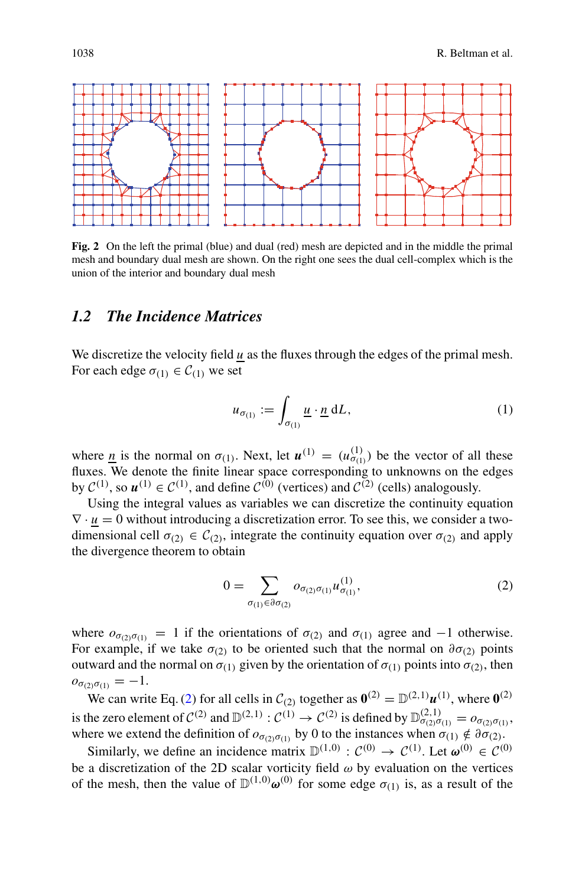Fig. 2 On the left the primal (blue) and dual (red) mesh are depicted and in the middle the primal mesh and boundary dual mesh are shown. On the right one sees the dual cell-complex which is the union of the interior and boundary dual mesh

## 1.2 The Incidence Matrices

We discretize the velocity field $\underline{u}$ as the fluxes through the edges of the primal mesh. For each edge $\sigma_{(1)} \in \mathcal{C}_{(1)}$ we set

$$u_{\sigma_{(1)}} := \int_{\sigma_{(1)}} \underline{u} \cdot \underline{n} \,\mathrm{d}L, \tag{1}$$

where $\underline{n}$ is the normal on $\sigma_{(1)}$. Next, let $\boldsymbol{u}^{(1)} = (u^{(1)}_{\sigma_{(1)}})$ be the vector of all these fluxes. We denote the finite linear space corresponding to unknowns on the edges by $\mathcal{C}^{(1)}$, so $\boldsymbol{u}^{(1)} \in \mathcal{C}^{(1)}$, and define $\mathcal{C}^{(0)}$ (vertices) and $\mathcal{C}^{(2)}$ (cells) analogously.

Using the integral values as variables we can discretize the continuity equation $\nabla \cdot \underline{u} = 0$ without introducing a discretization error. To see this, we consider a two-dimensional cell $\sigma_{(2)} \in \mathcal{C}_{(2)}$, integrate the continuity equation over $\sigma_{(2)}$ and apply the divergence theorem to obtain

$$0 = \sum_{\sigma_{(1)} \in \partial\sigma_{(2)}} o_{\sigma_{(2)}\sigma_{(1)}} u^{(1)}_{\sigma_{(1)}}, \tag{2}$$

where $o_{\sigma_{(2)}\sigma_{(1)}} = 1$ if the orientations of $\sigma_{(2)}$ and $\sigma_{(1)}$ agree and $-1$ otherwise. For example, if we take $\sigma_{(2)}$ to be oriented such that the normal on $\partial\sigma_{(2)}$ points outward and the normal on $\sigma_{(1)}$ given by the orientation of $\sigma_{(1)}$ points into $\sigma_{(2)}$, then $o_{\sigma_{(2)}\sigma_{(1)}} = -1$.

We can write Eq. (2) for all cells in $\mathcal{C}_{(2)}$ together as $\mathbf{0}^{(2)} = \mathbb{D}^{(2,1)}\boldsymbol{u}^{(1)}$, where $\mathbf{0}^{(2)}$ is the zero element of $\mathcal{C}^{(2)}$ and $\mathbb{D}^{(2,1)} : \mathcal{C}^{(1)} \to \mathcal{C}^{(2)}$ is defined by $\mathbb{D}^{(2,1)}_{\sigma_{(2)}\sigma_{(1)}} = o_{\sigma_{(2)}\sigma_{(1)}}$, where we extend the definition of $o_{\sigma_{(2)}\sigma_{(1)}}$ by 0 to the instances when $\sigma_{(1)} \notin \partial\sigma_{(2)}$.

Similarly, we define an incidence matrix $\mathbb{D}^{(1,0)} : \mathcal{C}^{(0)} \to \mathcal{C}^{(1)}$. Let $\boldsymbol{\omega}^{(0)} \in \mathcal{C}^{(0)}$ be a discretization of the 2D scalar vorticity field $\omega$ by evaluation on the vertices of the mesh, then the value of $\mathbb{D}^{(1,0)}\boldsymbol{\omega}^{(0)}$ for some edge $\sigma_{(1)}$ is, as a result of the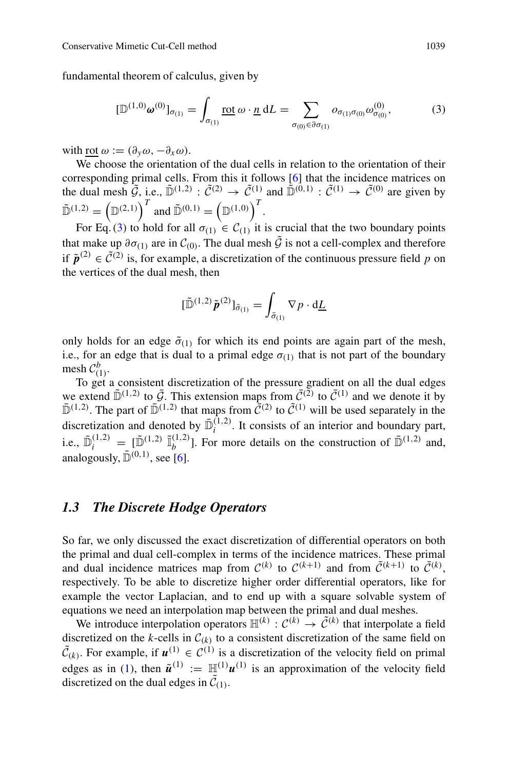fundamental theorem of calculus, given by

$$[\mathbb{D}^{(1,0)}\boldsymbol{\omega}^{(0)}]_{\sigma_{(1)}} = \int_{\sigma_{(1)}} \underline{\mathrm{rot}}\,\omega \cdot \underline{n}\,\mathrm{d}L = \sum_{\sigma_{(0)}\in\partial\sigma_{(1)}} o_{\sigma_{(1)}\sigma_{(0)}}\omega^{(0)}_{\sigma_{(0)}}, \tag{3}$$

with $\underline{\mathrm{rot}}\,\omega := (\partial_y\omega, -\partial_x\omega)$.

We choose the orientation of the dual cells in relation to the orientation of their corresponding primal cells. From this it follows [6] that the incidence matrices on the dual mesh $\tilde{\mathcal{G}}$, i.e., $\tilde{\mathbb{D}}^{(1,2)} : \tilde{\mathcal{C}}^{(2)} \to \tilde{\mathcal{C}}^{(1)}$ and $\tilde{\mathbb{D}}^{(0,1)} : \tilde{\mathcal{C}}^{(1)} \to \tilde{\mathcal{C}}^{(0)}$ are given by $\tilde{\mathbb{D}}^{(1,2)} = \left(\mathbb{D}^{(2,1)}\right)^T$ and $\tilde{\mathbb{D}}^{(0,1)} = \left(\mathbb{D}^{(1,0)}\right)^T$.

For Eq. (3) to hold for all $\sigma_{(1)} \in \mathcal{C}_{(1)}$ it is crucial that the two boundary points that make up $\partial\sigma_{(1)}$ are in $\mathcal{C}_{(0)}$. The dual mesh $\tilde{\mathcal{G}}$ is not a cell-complex and therefore if $\tilde{\boldsymbol{p}}^{(2)} \in \tilde{\mathcal{C}}^{(2)}$ is, for example, a discretization of the continuous pressure field $p$ on the vertices of the dual mesh, then

$$[\tilde{\mathbb{D}}^{(1,2)}\tilde{\boldsymbol{p}}^{(2)}]_{\tilde{\sigma}_{(1)}} = \int_{\tilde{\sigma}_{(1)}} \nabla p \cdot \mathrm{d}\underline{L}$$

only holds for an edge $\tilde{\sigma}_{(1)}$ for which its end points are again part of the mesh, i.e., for an edge that is dual to a primal edge $\sigma_{(1)}$ that is not part of the boundary mesh $\mathcal{C}^b_{(1)}$.

To get a consistent discretization of the pressure gradient on all the dual edges we extend $\tilde{\mathbb{D}}^{(1,2)}$ to $\bar{\mathcal{G}}$. This extension maps from $\bar{\mathcal{C}}^{(2)}$ to $\bar{\mathcal{C}}^{(1)}$ and we denote it by $\bar{\mathbb{D}}^{(1,2)}$. The part of $\bar{\mathbb{D}}^{(1,2)}$ that maps from $\bar{\mathcal{C}}^{(2)}$ to $\tilde{\mathcal{C}}^{(1)}$ will be used separately in the discretization and denoted by $\bar{\mathbb{D}}^{(1,2)}_i$. It consists of an interior and boundary part, i.e., $\bar{\mathbb{D}}^{(1,2)}_i = [\tilde{\mathbb{D}}^{(1,2)}\ \tilde{\mathbb{I}}^{(1,2)}_b]$. For more details on the construction of $\bar{\mathbb{D}}^{(1,2)}$ and, analogously, $\bar{\mathbb{D}}^{(0,1)}$, see [6].

### *1.3 The Discrete Hodge Operators*

So far, we only discussed the exact discretization of differential operators on both the primal and dual cell-complex in terms of the incidence matrices. These primal and dual incidence matrices map from $\mathcal{C}^{(k)}$ to $\mathcal{C}^{(k+1)}$ and from $\bar{\mathcal{C}}^{(k+1)}$ to $\bar{\mathcal{C}}^{(k)}$, respectively. To be able to discretize higher order differential operators, like for example the vector Laplacian, and to end up with a square solvable system of equations we need an interpolation map between the primal and dual meshes.

We introduce interpolation operators $\mathbb{H}^{(k)} : \mathcal{C}^{(k)} \to \tilde{\mathcal{C}}^{(k)}$ that interpolate a field discretized on the $k$-cells in $\mathcal{C}_{(k)}$ to a consistent discretization of the same field on $\tilde{\mathcal{C}}_{(k)}$. For example, if $\boldsymbol{u}^{(1)} \in \mathcal{C}^{(1)}$ is a discretization of the velocity field on primal edges as in (1), then $\tilde{\boldsymbol{u}}^{(1)} := \mathbb{H}^{(1)}\boldsymbol{u}^{(1)}$ is an approximation of the velocity field discretized on the dual edges in $\tilde{\mathcal{C}}_{(1)}$.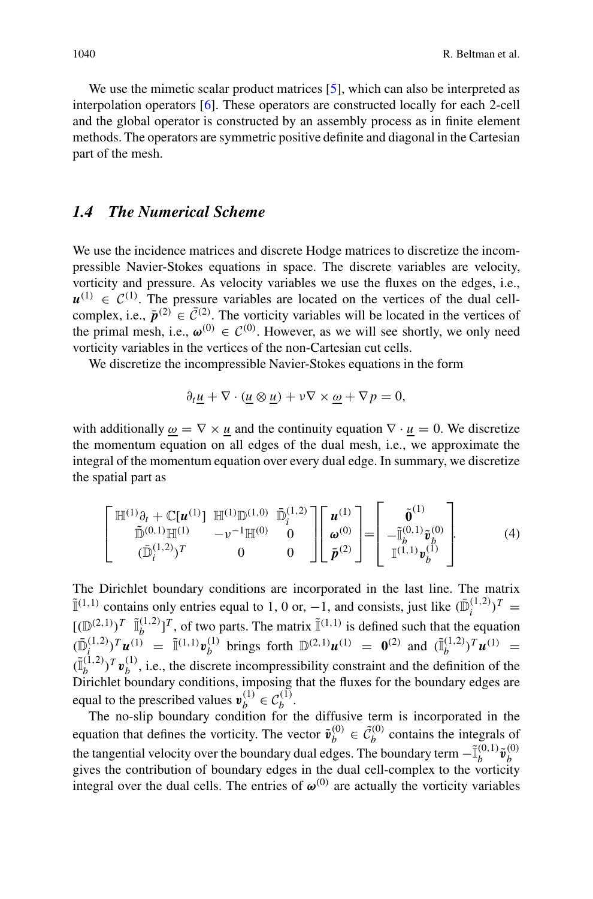We use the mimetic scalar product matrices [5], which can also be interpreted as interpolation operators [6]. These operators are constructed locally for each 2-cell and the global operator is constructed by an assembly process as in finite element methods. The operators are symmetric positive definite and diagonal in the Cartesian part of the mesh.

## *1.4 The Numerical Scheme*

We use the incidence matrices and discrete Hodge matrices to discretize the incompressible Navier-Stokes equations in space. The discrete variables are velocity, vorticity and pressure. As velocity variables we use the fluxes on the edges, i.e., $\boldsymbol{u}^{(1)} \in \mathcal{C}^{(1)}$. The pressure variables are located on the vertices of the dual cell-complex, i.e., $\bar{\boldsymbol{p}}^{(2)} \in \bar{\mathcal{C}}^{(2)}$. The vorticity variables will be located in the vertices of the primal mesh, i.e., $\boldsymbol{\omega}^{(0)} \in \mathcal{C}^{(0)}$. However, as we will see shortly, we only need vorticity variables in the vertices of the non-Cartesian cut cells.

We discretize the incompressible Navier-Stokes equations in the form

$$\partial_t \underline{u} + \nabla \cdot (\underline{u} \otimes \underline{u}) + \nu \nabla \times \underline{\omega} + \nabla p = 0,$$

with additionally $\underline{\omega} = \nabla \times \underline{u}$ and the continuity equation $\nabla \cdot \underline{u} = 0$. We discretize the momentum equation on all edges of the dual mesh, i.e., we approximate the integral of the momentum equation over every dual edge. In summary, we discretize the spatial part as

$$\begin{bmatrix} \mathbb{H}^{(1)}\partial_t + \mathbb{C}[\boldsymbol{u}^{(1)}] & \mathbb{H}^{(1)}\mathbb{D}^{(1,0)} & \bar{\mathbb{D}}_i^{(1,2)} \\ \tilde{\mathbb{D}}^{(0,1)}\mathbb{H}^{(1)} & -\nu^{-1}\mathbb{H}^{(0)} & 0 \\ (\bar{\mathbb{D}}_i^{(1,2)})^T & 0 & 0 \end{bmatrix} \begin{bmatrix} \boldsymbol{u}^{(1)} \\ \boldsymbol{\omega}^{(0)} \\ \bar{\boldsymbol{p}}^{(2)} \end{bmatrix} = \begin{bmatrix} \tilde{\boldsymbol{0}}^{(1)} \\ -\tilde{\mathbb{I}}_b^{(0,1)}\tilde{\boldsymbol{v}}_b^{(0)} \\ \mathbb{I}^{(1,1)}\boldsymbol{v}_b^{(1)} \end{bmatrix}. \tag{4}$$

The Dirichlet boundary conditions are incorporated in the last line. The matrix $\tilde{\mathbb{I}}^{(1,1)}$ contains only entries equal to 1, 0 or, $-1$, and consists, just like $(\bar{\mathbb{D}}_i^{(1,2)})^T = [(\mathbb{D}^{(2,1)})^T \ \tilde{\mathbb{I}}_b^{(1,2)}]^T$, of two parts. The matrix $\tilde{\mathbb{I}}^{(1,1)}$ is defined such that the equation $(\bar{\mathbb{D}}_i^{(1,2)})^T \boldsymbol{u}^{(1)} = \tilde{\mathbb{I}}^{(1,1)}\boldsymbol{v}_b^{(1)}$ brings forth $\mathbb{D}^{(2,1)}\boldsymbol{u}^{(1)} = \boldsymbol{0}^{(2)}$ and $(\tilde{\mathbb{I}}_b^{(1,2)})^T\boldsymbol{u}^{(1)} = (\tilde{\mathbb{I}}_b^{(1,2)})^T\boldsymbol{v}_b^{(1)}$, i.e., the discrete incompressibility constraint and the definition of the Dirichlet boundary conditions, imposing that the fluxes for the boundary edges are equal to the prescribed values $\boldsymbol{v}_b^{(1)} \in \mathcal{C}_b^{(1)}$.

The no-slip boundary condition for the diffusive term is incorporated in the equation that defines the vorticity. The vector $\tilde{\boldsymbol{v}}_b^{(0)} \in \tilde{\mathcal{C}}_b^{(0)}$ contains the integrals of the tangential velocity over the boundary dual edges. The boundary term $-\tilde{\mathbb{I}}_b^{(0,1)}\tilde{\boldsymbol{v}}_b^{(0)}$ gives the contribution of boundary edges in the dual cell-complex to the vorticity integral over the dual cells. The entries of $\boldsymbol{\omega}^{(0)}$ are actually the vorticity variables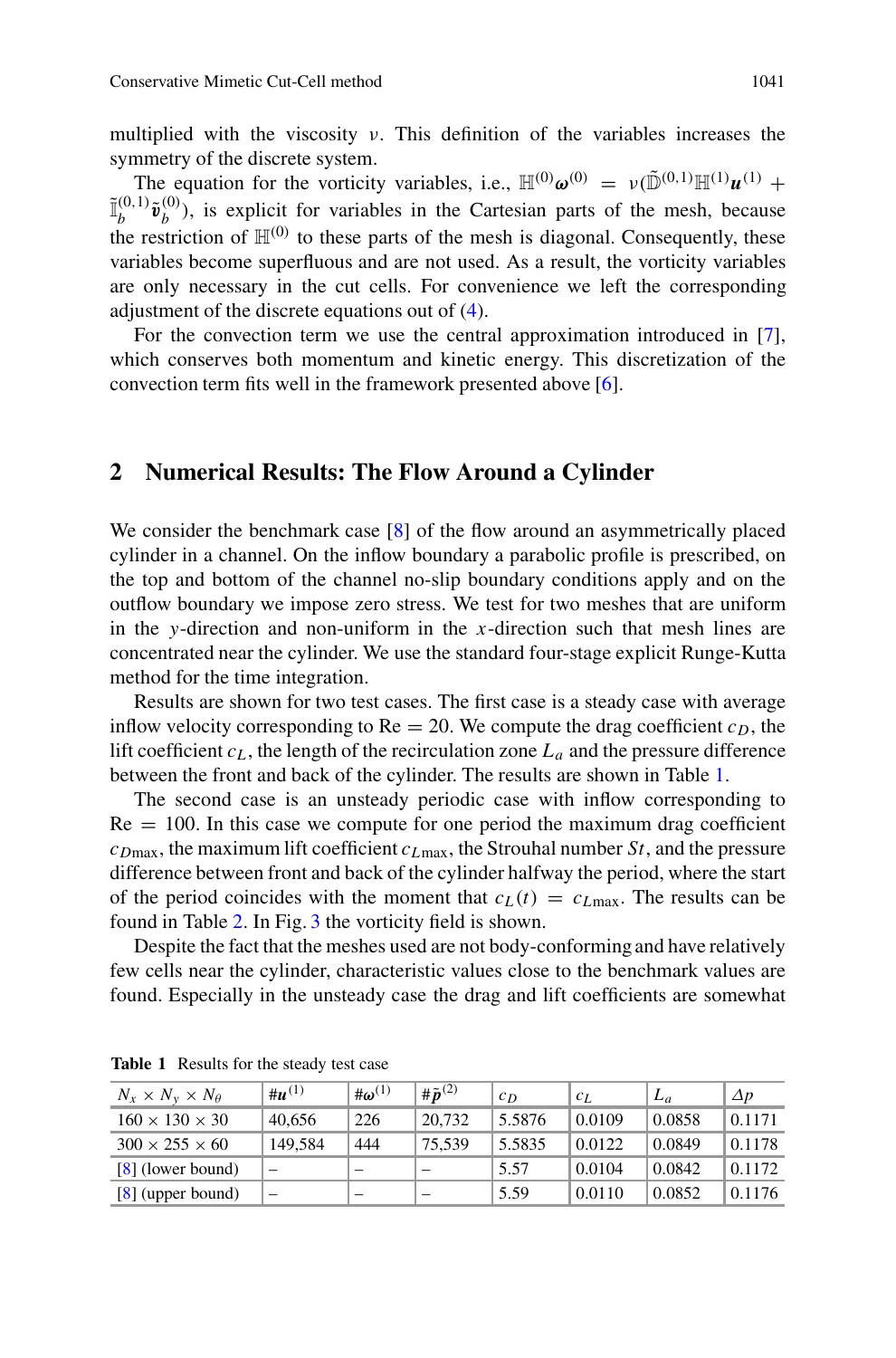multiplied with the viscosity $\nu$. This definition of the variables increases the symmetry of the discrete system.

The equation for the vorticity variables, i.e., $\mathbb{H}^{(0)}\boldsymbol{\omega}^{(0)} = \nu(\tilde{\mathbb{D}}^{(0,1)}\mathbb{H}^{(1)}\boldsymbol{u}^{(1)} + \tilde{\mathbb{I}}_b^{(0,1)}\tilde{\boldsymbol{v}}_b^{(0)})$, is explicit for variables in the Cartesian parts of the mesh, because the restriction of $\mathbb{H}^{(0)}$ to these parts of the mesh is diagonal. Consequently, these variables become superfluous and are not used. As a result, the vorticity variables are only necessary in the cut cells. For convenience we left the corresponding adjustment of the discrete equations out of (4).

For the convection term we use the central approximation introduced in [7], which conserves both momentum and kinetic energy. This discretization of the convection term fits well in the framework presented above [6].

## 2 Numerical Results: The Flow Around a Cylinder

We consider the benchmark case [8] of the flow around an asymmetrically placed cylinder in a channel. On the inflow boundary a parabolic profile is prescribed, on the top and bottom of the channel no-slip boundary conditions apply and on the outflow boundary we impose zero stress. We test for two meshes that are uniform in the $y$-direction and non-uniform in the $x$-direction such that mesh lines are concentrated near the cylinder. We use the standard four-stage explicit Runge-Kutta method for the time integration.

Results are shown for two test cases. The first case is a steady case with average inflow velocity corresponding to Re $= 20$. We compute the drag coefficient $c_D$, the lift coefficient $c_L$, the length of the recirculation zone $L_a$ and the pressure difference between the front and back of the cylinder. The results are shown in Table 1.

The second case is an unsteady periodic case with inflow corresponding to Re $= 100$. In this case we compute for one period the maximum drag coefficient $c_{D\max}$, the maximum lift coefficient $c_{L\max}$, the Strouhal number $St$, and the pressure difference between front and back of the cylinder halfway the period, where the start of the period coincides with the moment that $c_L(t) = c_{L\max}$. The results can be found in Table 2. In Fig. 3 the vorticity field is shown.

Despite the fact that the meshes used are not body-conforming and have relatively few cells near the cylinder, characteristic values close to the benchmark values are found. Especially in the unsteady case the drag and lift coefficients are somewhat

**Table 1** Results for the steady test case

| $N_x \times N_y \times N_\theta$ | $\#\boldsymbol{u}^{(1)}$ | $\#\boldsymbol{\omega}^{(1)}$ | $\#\tilde{\boldsymbol{p}}^{(2)}$ | $c_D$ | $c_L$ | $L_a$ | $\Delta p$ |
|---|---|---|---|---|---|---|---|
| 160 × 130 × 30 | 40,656 | 226 | 20,732 | 5.5876 | 0.0109 | 0.0858 | 0.1171 |
| 300 × 255 × 60 | 149,584 | 444 | 75,539 | 5.5835 | 0.0122 | 0.0849 | 0.1178 |
| [8] (lower bound) | – | – | – | 5.57 | 0.0104 | 0.0842 | 0.1172 |
| [8] (upper bound) | – | – | – | 5.59 | 0.0110 | 0.0852 | 0.1176 |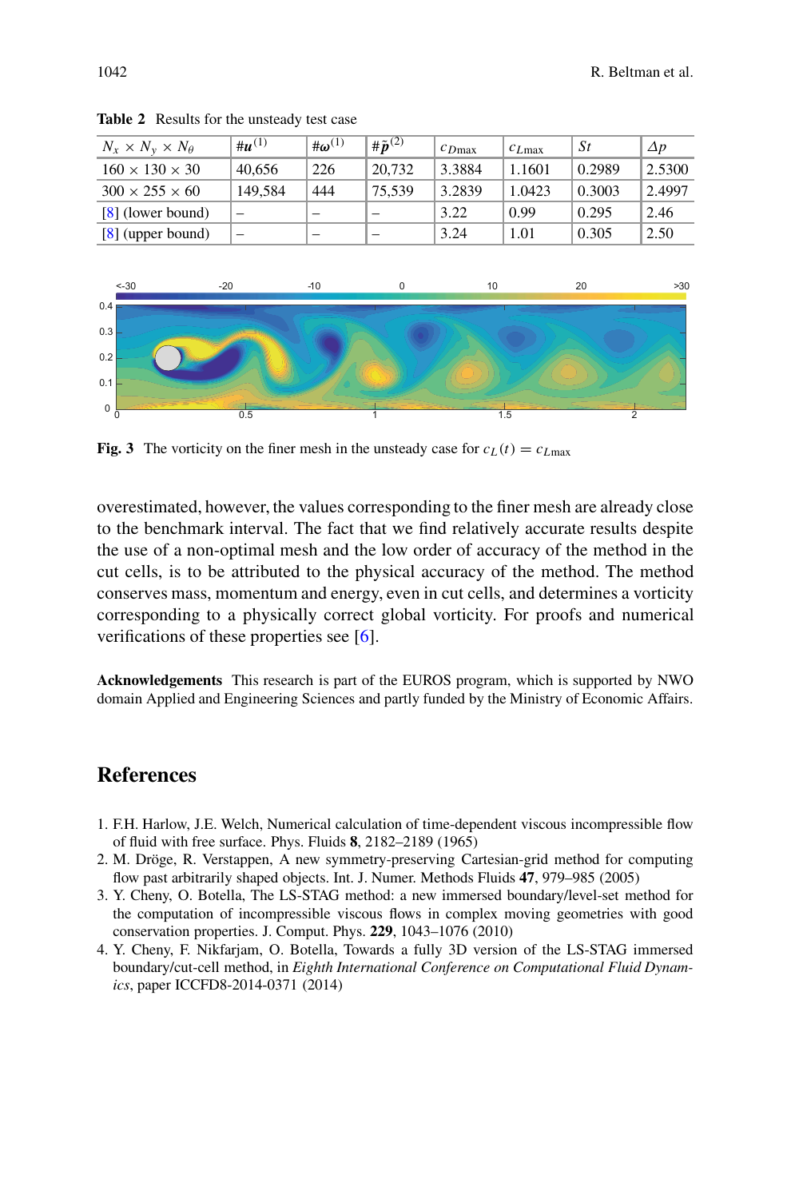**Table 2** Results for the unsteady test case

| $N_x \times N_y \times N_\theta$ | $\#\boldsymbol{u}^{(1)}$ | $\#\boldsymbol{\omega}^{(1)}$ | $\#\tilde{\boldsymbol{p}}^{(2)}$ | $c_{D\max}$ | $c_{L\max}$ | $St$ | $\Delta p$ |
|---|---|---|---|---|---|---|---|
| $160 \times 130 \times 30$ | 40,656 | 226 | 20,732 | 3.3884 | 1.1601 | 0.2989 | 2.5300 |
| $300 \times 255 \times 60$ | 149,584 | 444 | 75,539 | 3.2839 | 1.0423 | 0.3003 | 2.4997 |
| [8] (lower bound) | – | – | – | 3.22 | 0.99 | 0.295 | 2.46 |
| [8] (upper bound) | – | – | – | 3.24 | 1.01 | 0.305 | 2.50 |

**Fig. 3** The vorticity on the finer mesh in the unsteady case for $c_L(t) = c_{L\max}$

overestimated, however, the values corresponding to the finer mesh are already close to the benchmark interval. The fact that we find relatively accurate results despite the use of a non-optimal mesh and the low order of accuracy of the method in the cut cells, is to be attributed to the physical accuracy of the method. The method conserves mass, momentum and energy, even in cut cells, and determines a vorticity corresponding to a physically correct global vorticity. For proofs and numerical verifications of these properties see [6].

**Acknowledgements** This research is part of the EUROS program, which is supported by NWO domain Applied and Engineering Sciences and partly funded by the Ministry of Economic Affairs.

## References

1. F.H. Harlow, J.E. Welch, Numerical calculation of time-dependent viscous incompressible flow of fluid with free surface. Phys. Fluids **8**, 2182–2189 (1965)
2. M. Dröge, R. Verstappen, A new symmetry-preserving Cartesian-grid method for computing flow past arbitrarily shaped objects. Int. J. Numer. Methods Fluids **47**, 979–985 (2005)
3. Y. Cheny, O. Botella, The LS-STAG method: a new immersed boundary/level-set method for the computation of incompressible viscous flows in complex moving geometries with good conservation properties. J. Comput. Phys. **229**, 1043–1076 (2010)
4. Y. Cheny, F. Nikfarjam, O. Botella, Towards a fully 3D version of the LS-STAG immersed boundary/cut-cell method, in *Eighth International Conference on Computational Fluid Dynamics*, paper ICCFD8-2014-0371 (2014)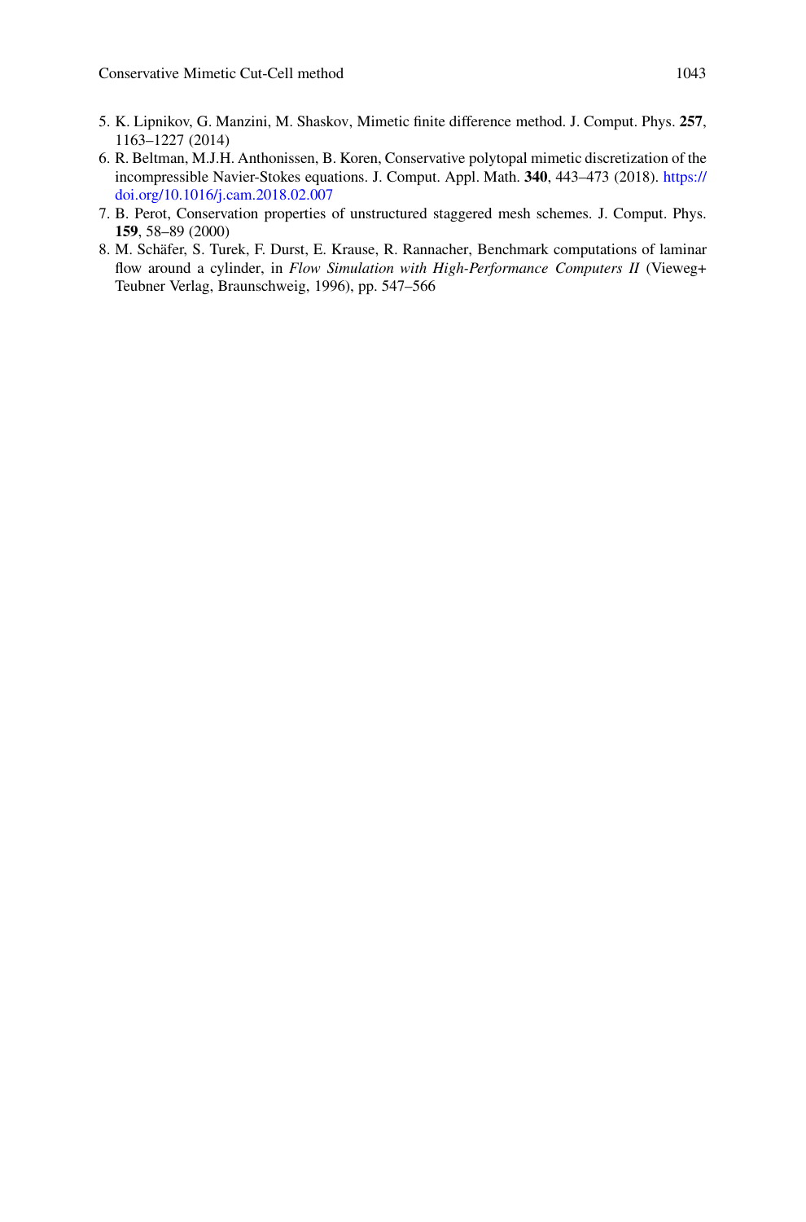5. K. Lipnikov, G. Manzini, M. Shaskov, Mimetic finite difference method. J. Comput. Phys. **257**, 1163–1227 (2014)
6. R. Beltman, M.J.H. Anthonissen, B. Koren, Conservative polytopal mimetic discretization of the incompressible Navier-Stokes equations. J. Comput. Appl. Math. **340**, 443–473 (2018). https://doi.org/10.1016/j.cam.2018.02.007
7. B. Perot, Conservation properties of unstructured staggered mesh schemes. J. Comput. Phys. **159**, 58–89 (2000)
8. M. Schäfer, S. Turek, F. Durst, E. Krause, R. Rannacher, Benchmark computations of laminar flow around a cylinder, in *Flow Simulation with High-Performance Computers II* (Vieweg+ Teubner Verlag, Braunschweig, 1996), pp. 547–566